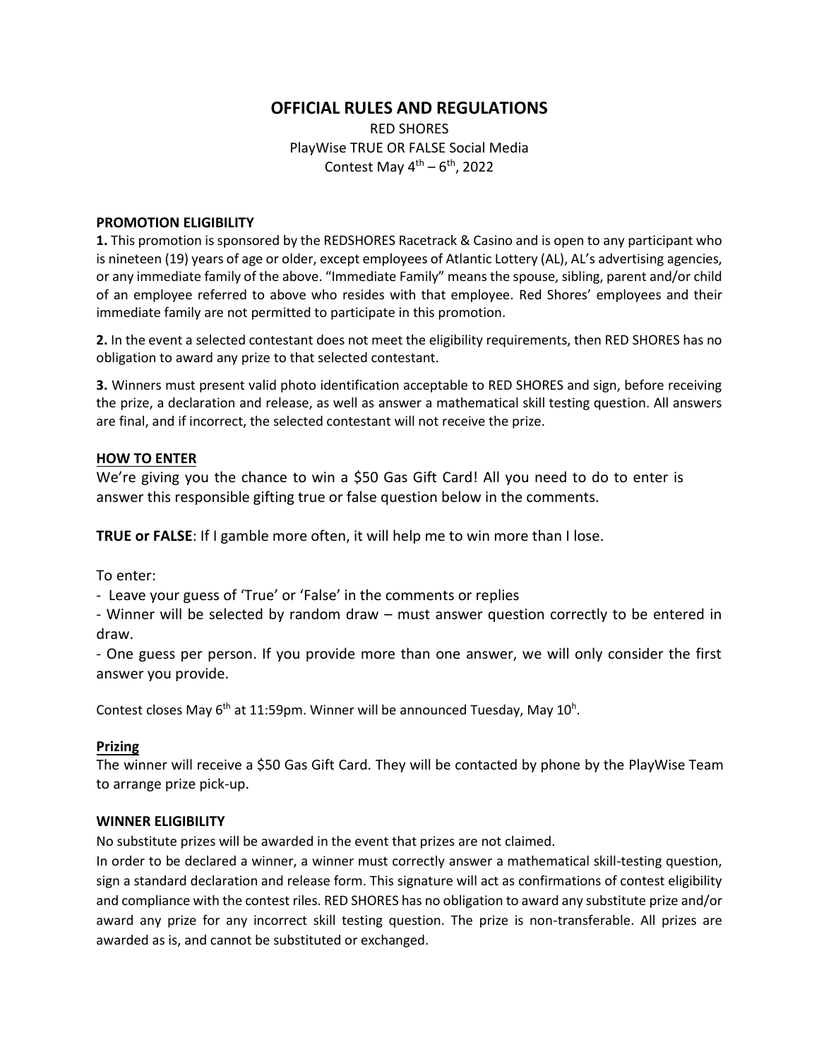# OFFICIAL RULES AND REGULATIONS

RED SHORES
PlayWise TRUE OR FALSE Social Media
Contest May 4th – 6th, 2022

**PROMOTION ELIGIBILITY**

**1.** This promotion is sponsored by the REDSHORES Racetrack & Casino and is open to any participant who is nineteen (19) years of age or older, except employees of Atlantic Lottery (AL), AL's advertising agencies, or any immediate family of the above. "Immediate Family" means the spouse, sibling, parent and/or child of an employee referred to above who resides with that employee. Red Shores' employees and their immediate family are not permitted to participate in this promotion.

**2.** In the event a selected contestant does not meet the eligibility requirements, then RED SHORES has no obligation to award any prize to that selected contestant.

**3.** Winners must present valid photo identification acceptable to RED SHORES and sign, before receiving the prize, a declaration and release, as well as answer a mathematical skill testing question. All answers are final, and if incorrect, the selected contestant will not receive the prize.

**HOW TO ENTER**

We're giving you the chance to win a $50 Gas Gift Card! All you need to do to enter is answer this responsible gifting true or false question below in the comments.

**TRUE or FALSE**: If I gamble more often, it will help me to win more than I lose.

To enter:

- Leave your guess of 'True' or 'False' in the comments or replies
- Winner will be selected by random draw – must answer question correctly to be entered in draw.
- One guess per person. If you provide more than one answer, we will only consider the first answer you provide.

Contest closes May 6th at 11:59pm. Winner will be announced Tuesday, May 10h.

**Prizing**

The winner will receive a $50 Gas Gift Card. They will be contacted by phone by the PlayWise Team to arrange prize pick-up.

**WINNER ELIGIBILITY**

No substitute prizes will be awarded in the event that prizes are not claimed.

In order to be declared a winner, a winner must correctly answer a mathematical skill-testing question, sign a standard declaration and release form. This signature will act as confirmations of contest eligibility and compliance with the contest riles. RED SHORES has no obligation to award any substitute prize and/or award any prize for any incorrect skill testing question. The prize is non-transferable. All prizes are awarded as is, and cannot be substituted or exchanged.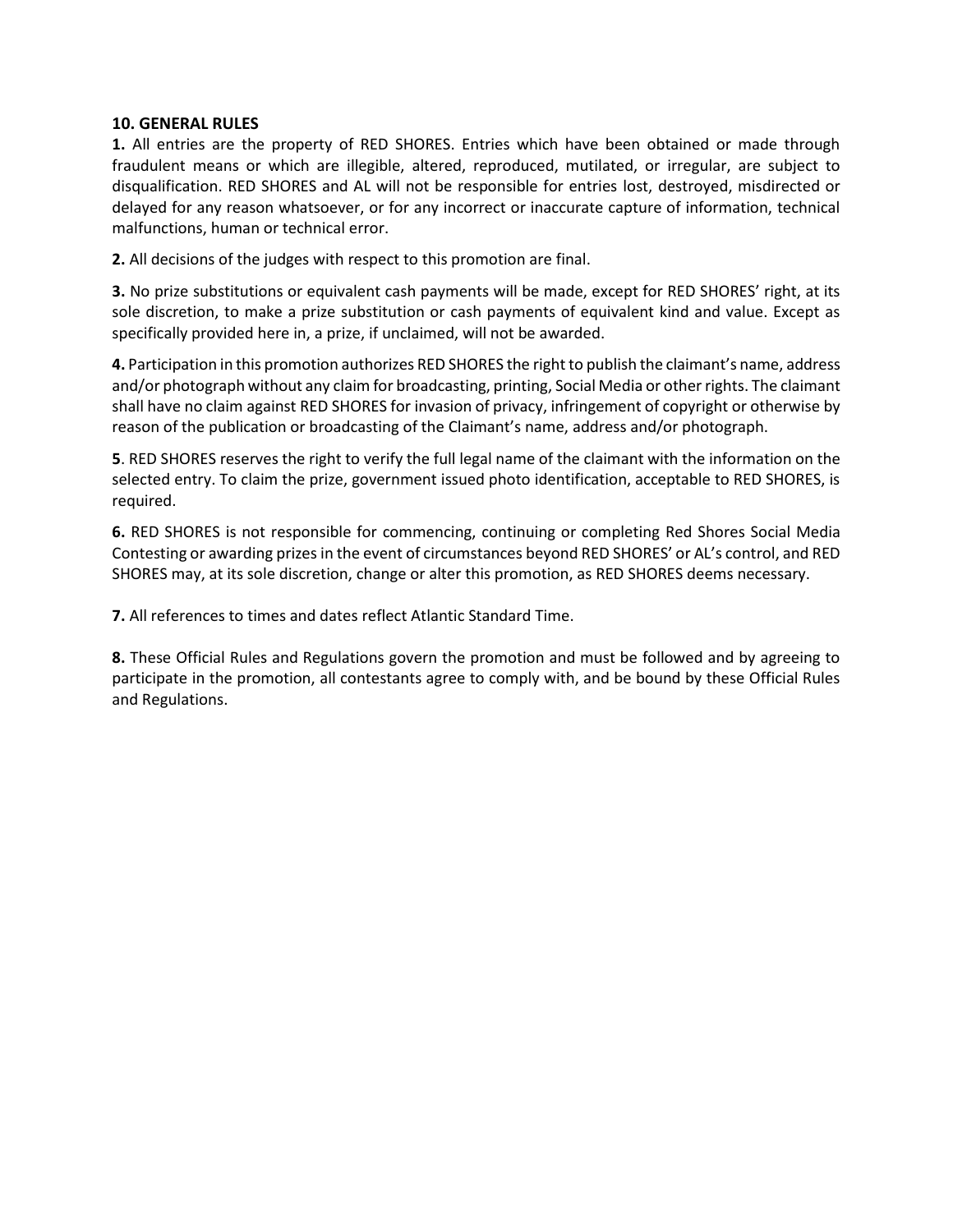### 10. GENERAL RULES

**1.** All entries are the property of RED SHORES. Entries which have been obtained or made through fraudulent means or which are illegible, altered, reproduced, mutilated, or irregular, are subject to disqualification. RED SHORES and AL will not be responsible for entries lost, destroyed, misdirected or delayed for any reason whatsoever, or for any incorrect or inaccurate capture of information, technical malfunctions, human or technical error.

**2.** All decisions of the judges with respect to this promotion are final.

**3.** No prize substitutions or equivalent cash payments will be made, except for RED SHORES' right, at its sole discretion, to make a prize substitution or cash payments of equivalent kind and value. Except as specifically provided here in, a prize, if unclaimed, will not be awarded.

**4.** Participation in this promotion authorizes RED SHORES the right to publish the claimant's name, address and/or photograph without any claim for broadcasting, printing, Social Media or other rights. The claimant shall have no claim against RED SHORES for invasion of privacy, infringement of copyright or otherwise by reason of the publication or broadcasting of the Claimant's name, address and/or photograph.

**5**. RED SHORES reserves the right to verify the full legal name of the claimant with the information on the selected entry. To claim the prize, government issued photo identification, acceptable to RED SHORES, is required.

**6.** RED SHORES is not responsible for commencing, continuing or completing Red Shores Social Media Contesting or awarding prizes in the event of circumstances beyond RED SHORES' or AL's control, and RED SHORES may, at its sole discretion, change or alter this promotion, as RED SHORES deems necessary.

**7.** All references to times and dates reflect Atlantic Standard Time.

**8.** These Official Rules and Regulations govern the promotion and must be followed and by agreeing to participate in the promotion, all contestants agree to comply with, and be bound by these Official Rules and Regulations.